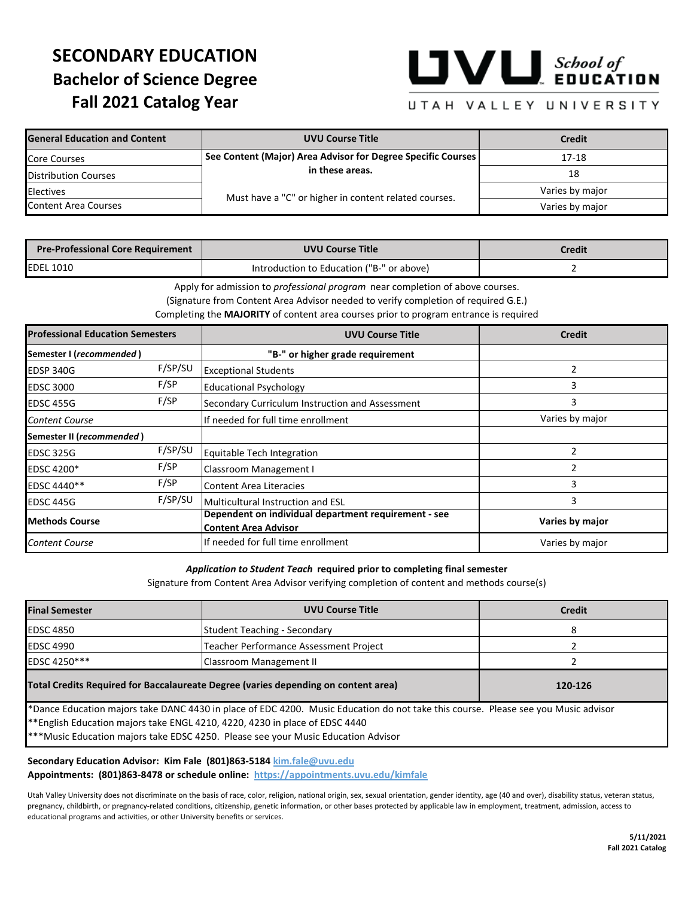# SECONDARY EDUCATION
## Bachelor of Science Degree
## Fall 2021 Catalog Year

UVU School of EDUCATION
UTAH VALLEY UNIVERSITY

| General Education and Content | UVU Course Title | Credit |
|---|---|---|
| Core Courses | **See Content (Major) Area Advisor for Degree Specific Courses in these areas.** | 17-18 |
| Distribution Courses | | 18 |
| Electives | Must have a "C" or higher in content related courses. | Varies by major |
| Content Area Courses | | Varies by major |

| Pre-Professional Core Requirement | UVU Course Title | Credit |
|---|---|---|
| EDEL 1010 | Introduction to Education ("B-" or above) | 2 |

Apply for admission to *professional program* near completion of above courses.
(Signature from Content Area Advisor needed to verify completion of required G.E.)
Completing the **MAJORITY** of content area courses prior to program entrance is required

| Professional Education Semesters | | UVU Course Title | Credit |
|---|---|---|---|
| **Semester I (*recommended*)** | | **"B-" or higher grade requirement** | |
| EDSP 340G | F/SP/SU | Exceptional Students | 2 |
| EDSC 3000 | F/SP | Educational Psychology | 3 |
| EDSC 455G | F/SP | Secondary Curriculum Instruction and Assessment | 3 |
| *Content Course* | | If needed for full time enrollment | Varies by major |
| **Semester II (*recommended*)** | | | |
| EDSC 325G | F/SP/SU | Equitable Tech Integration | 2 |
| EDSC 4200* | F/SP | Classroom Management I | 2 |
| EDSC 4440** | F/SP | Content Area Literacies | 3 |
| EDSC 445G | F/SP/SU | Multicultural Instruction and ESL | 3 |
| **Methods Course** | | **Dependent on individual department requirement - see Content Area Advisor** | **Varies by major** |
| *Content Course* | | If needed for full time enrollment | Varies by major |

***Application to Student Teach* required prior to completing final semester**
Signature from Content Area Advisor verifying completion of content and methods course(s)

| Final Semester | UVU Course Title | Credit |
|---|---|---|
| EDSC 4850 | Student Teaching - Secondary | 8 |
| EDSC 4990 | Teacher Performance Assessment Project | 2 |
| EDSC 4250*** | Classroom Management II | 2 |
| **Total Credits Required for Baccalaureate Degree (varies depending on content area)** | | **120-126** |

*Dance Education majors take DANC 4430 in place of EDC 4200. Music Education do not take this course. Please see you Music advisor
**English Education majors take ENGL 4210, 4220, 4230 in place of EDSC 4440
***Music Education majors take EDSC 4250. Please see your Music Education Advisor

**Secondary Education Advisor: Kim Fale (801)863-5184 kim.fale@uvu.edu**
**Appointments: (801)863-8478 or schedule online: https://appointments.uvu.edu/kimfale**

Utah Valley University does not discriminate on the basis of race, color, religion, national origin, sex, sexual orientation, gender identity, age (40 and over), disability status, veteran status, pregnancy, childbirth, or pregnancy-related conditions, citizenship, genetic information, or other bases protected by applicable law in employment, treatment, admission, access to educational programs and activities, or other University benefits or services.

**5/11/2021**
**Fall 2021 Catalog**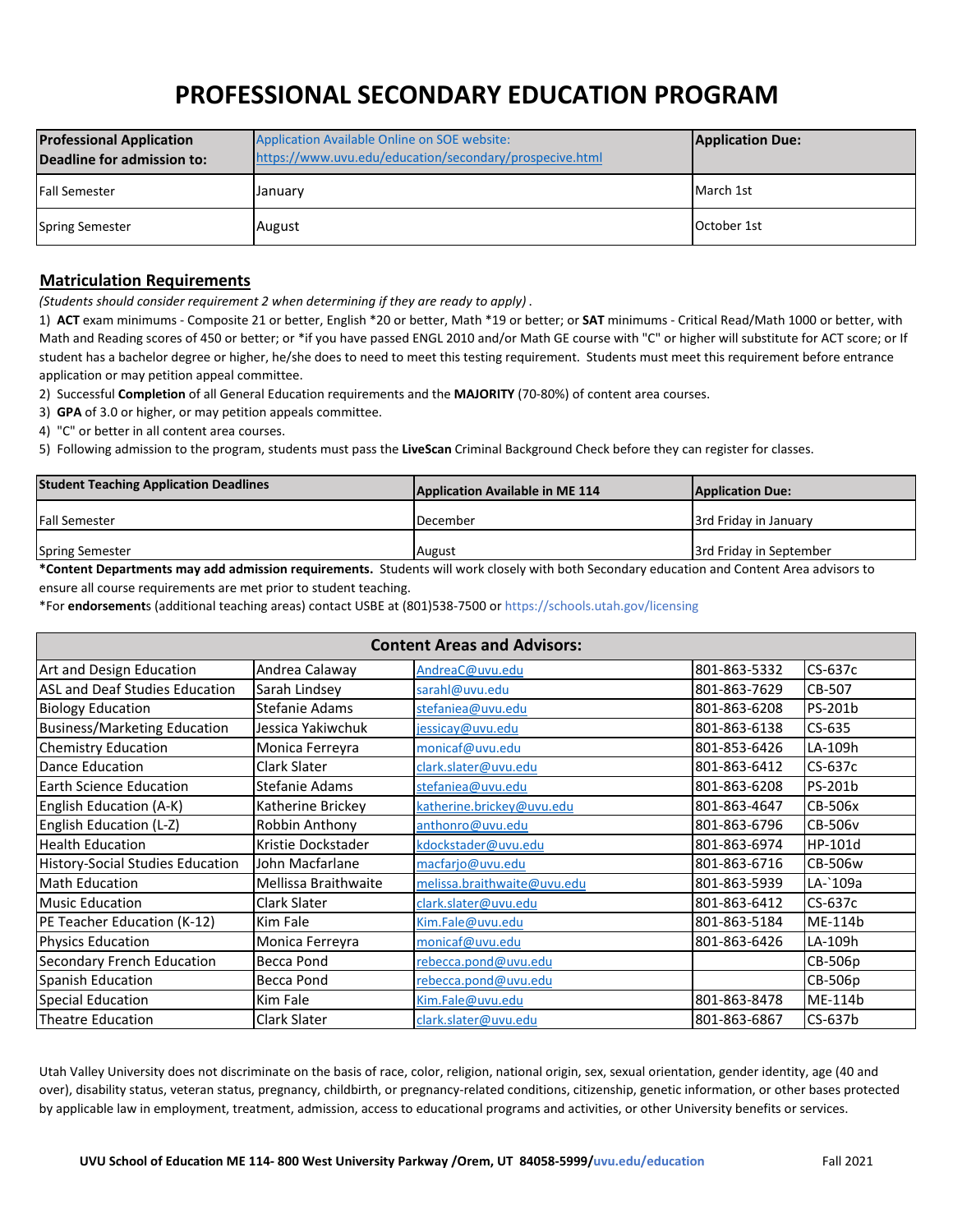# PROFESSIONAL SECONDARY EDUCATION PROGRAM

| Professional Application Deadline for admission to: | Application Available Online on SOE website: https://www.uvu.edu/education/secondary/prospecive.html | Application Due: |
|---|---|---|
| Fall Semester | January | March 1st |
| Spring Semester | August | October 1st |

## Matriculation Requirements

*(Students should consider requirement 2 when determining if they are ready to apply) .*

1) **ACT** exam minimums - Composite 21 or better, English *20 or better, Math *19 or better; or **SAT** minimums - Critical Read/Math 1000 or better, with Math and Reading scores of 450 or better; or *if you have passed ENGL 2010 and/or Math GE course with "C" or higher will substitute for ACT score; or If student has a bachelor degree or higher, he/she does to need to meet this testing requirement. Students must meet this requirement before entrance application or may petition appeal committee.

2) Successful **Completion** of all General Education requirements and the **MAJORITY** (70-80%) of content area courses.

3) **GPA** of 3.0 or higher, or may petition appeals committee.

4) "C" or better in all content area courses.

5) Following admission to the program, students must pass the **LiveScan** Criminal Background Check before they can register for classes.

| Student Teaching Application Deadlines | Application Available in ME 114 | Application Due: |
|---|---|---|
| Fall Semester | December | 3rd Friday in January |
| Spring Semester | August | 3rd Friday in September |

***Content Departments may add admission requirements.** Students will work closely with both Secondary education and Content Area advisors to ensure all course requirements are met prior to student teaching.

*For **endorsement**s (additional teaching areas) contact USBE at (801)538-7500 or https://schools.utah.gov/licensing

| Content Areas and Advisors: | | | | |
|---|---|---|---|---|
| Art and Design Education | Andrea Calaway | AndreaC@uvu.edu | 801-863-5332 | CS-637c |
| ASL and Deaf Studies Education | Sarah Lindsey | sarahl@uvu.edu | 801-863-7629 | CB-507 |
| Biology Education | Stefanie Adams | stefaniea@uvu.edu | 801-863-6208 | PS-201b |
| Business/Marketing Education | Jessica Yakiwchuk | jessicay@uvu.edu | 801-863-6138 | CS-635 |
| Chemistry Education | Monica Ferreyra | monicaf@uvu.edu | 801-853-6426 | LA-109h |
| Dance Education | Clark Slater | clark.slater@uvu.edu | 801-863-6412 | CS-637c |
| Earth Science Education | Stefanie Adams | stefaniea@uvu.edu | 801-863-6208 | PS-201b |
| English Education (A-K) | Katherine Brickey | katherine.brickey@uvu.edu | 801-863-4647 | CB-506x |
| English Education (L-Z) | Robbin Anthony | anthonro@uvu.edu | 801-863-6796 | CB-506v |
| Health Education | Kristie Dockstader | kdockstader@uvu.edu | 801-863-6974 | HP-101d |
| History-Social Studies Education | John Macfarlane | macfarjo@uvu.edu | 801-863-6716 | CB-506w |
| Math Education | Mellissa Braithwaite | melissa.braithwaite@uvu.edu | 801-863-5939 | LA-`109a |
| Music Education | Clark Slater | clark.slater@uvu.edu | 801-863-6412 | CS-637c |
| PE Teacher Education (K-12) | Kim Fale | Kim.Fale@uvu.edu | 801-863-5184 | ME-114b |
| Physics Education | Monica Ferreyra | monicaf@uvu.edu | 801-863-6426 | LA-109h |
| Secondary French Education | Becca Pond | rebecca.pond@uvu.edu | | CB-506p |
| Spanish Education | Becca Pond | rebecca.pond@uvu.edu | | CB-506p |
| Special Education | Kim Fale | Kim.Fale@uvu.edu | 801-863-8478 | ME-114b |
| Theatre Education | Clark Slater | clark.slater@uvu.edu | 801-863-6867 | CS-637b |

Utah Valley University does not discriminate on the basis of race, color, religion, national origin, sex, sexual orientation, gender identity, age (40 and over), disability status, veteran status, pregnancy, childbirth, or pregnancy-related conditions, citizenship, genetic information, or other bases protected by applicable law in employment, treatment, admission, access to educational programs and activities, or other University benefits or services.

**UVU School of Education ME 114- 800 West University Parkway /Orem, UT 84058-5999/uvu.edu/education** Fall 2021